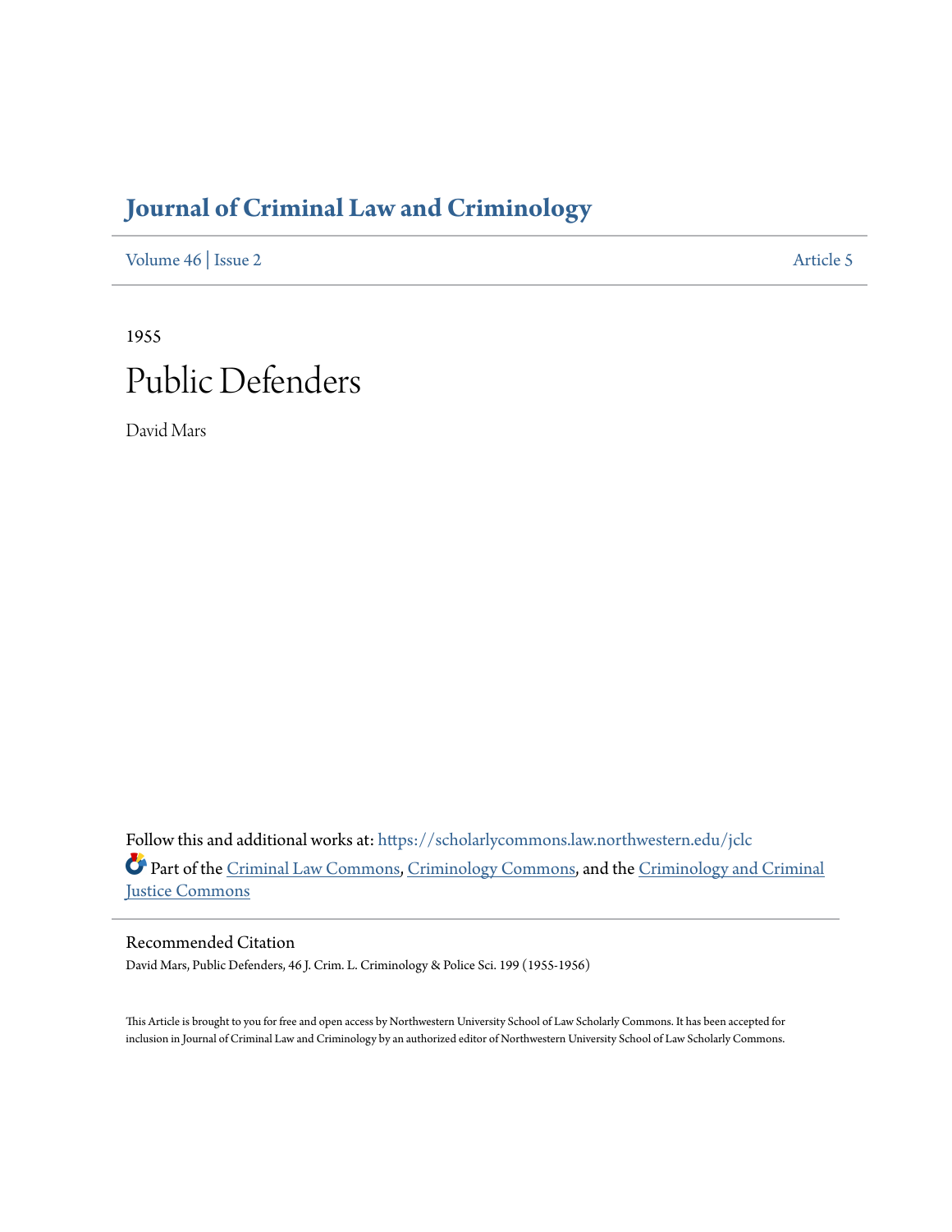# Journal of Criminal Law and Criminology

Volume 46 | Issue 2 Article 5

1955

# Public Defenders

David Mars

Follow this and additional works at: https://scholarlycommons.law.northwestern.edu/jclc

Part of the Criminal Law Commons, Criminology Commons, and the Criminology and Criminal Justice Commons

## Recommended Citation

David Mars, Public Defenders, 46 J. Crim. L. Criminology & Police Sci. 199 (1955-1956)

This Article is brought to you for free and open access by Northwestern University School of Law Scholarly Commons. It has been accepted for inclusion in Journal of Criminal Law and Criminology by an authorized editor of Northwestern University School of Law Scholarly Commons.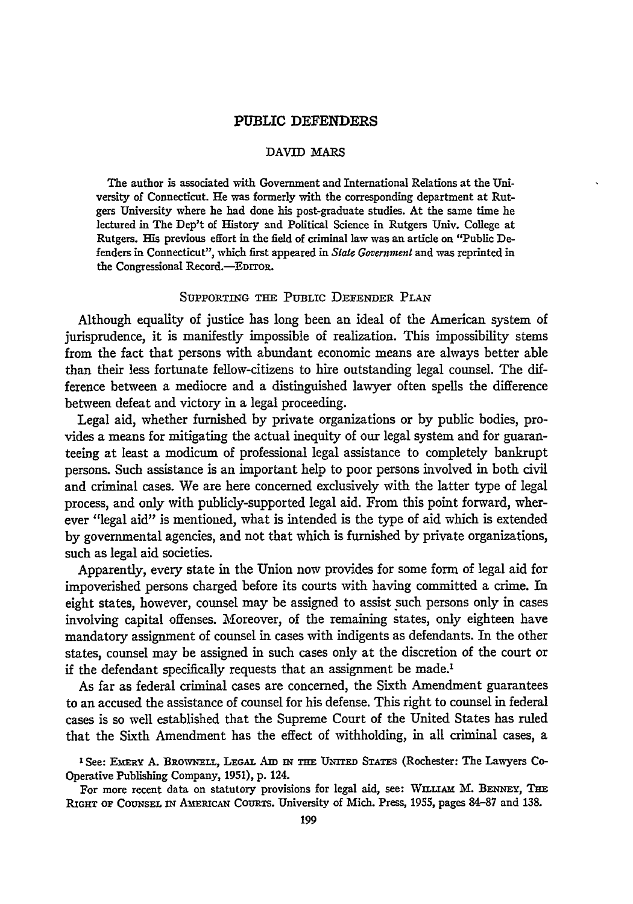# PUBLIC DEFENDERS

DAVID MARS

The author is associated with Government and International Relations at the University of Connecticut. He was formerly with the corresponding department at Rutgers University where he had done his post-graduate studies. At the same time he lectured in The Dep't of History and Political Science in Rutgers Univ. College at Rutgers. His previous effort in the field of criminal law was an article on "Public Defenders in Connecticut", which first appeared in *State Government* and was reprinted in the Congressional Record.—EDITOR.

## SUPPORTING THE PUBLIC DEFENDER PLAN

Although equality of justice has long been an ideal of the American system of jurisprudence, it is manifestly impossible of realization. This impossibility stems from the fact that persons with abundant economic means are always better able than their less fortunate fellow-citizens to hire outstanding legal counsel. The difference between a mediocre and a distinguished lawyer often spells the difference between defeat and victory in a legal proceeding.

Legal aid, whether furnished by private organizations or by public bodies, provides a means for mitigating the actual inequity of our legal system and for guaranteeing at least a modicum of professional legal assistance to completely bankrupt persons. Such assistance is an important help to poor persons involved in both civil and criminal cases. We are here concerned exclusively with the latter type of legal process, and only with publicly-supported legal aid. From this point forward, wherever "legal aid" is mentioned, what is intended is the type of aid which is extended by governmental agencies, and not that which is furnished by private organizations, such as legal aid societies.

Apparently, every state in the Union now provides for some form of legal aid for impoverished persons charged before its courts with having committed a crime. In eight states, however, counsel may be assigned to assist such persons only in cases involving capital offenses. Moreover, of the remaining states, only eighteen have mandatory assignment of counsel in cases with indigents as defendants. In the other states, counsel may be assigned in such cases only at the discretion of the court or if the defendant specifically requests that an assignment be made.[1]

As far as federal criminal cases are concerned, the Sixth Amendment guarantees to an accused the assistance of counsel for his defense. This right to counsel in federal cases is so well established that the Supreme Court of the United States has ruled that the Sixth Amendment has the effect of withholding, in all criminal cases, a

---

[1] See: EMERY A. BROWNELL, LEGAL AID IN THE UNITED STATES (Rochester: The Lawyers Co-Operative Publishing Company, 1951), p. 124.

For more recent data on statutory provisions for legal aid, see: WILLIAM M. BENNEY, THE RIGHT OF COUNSEL IN AMERICAN COURTS. University of Mich. Press, 1955, pages 84–87 and 138.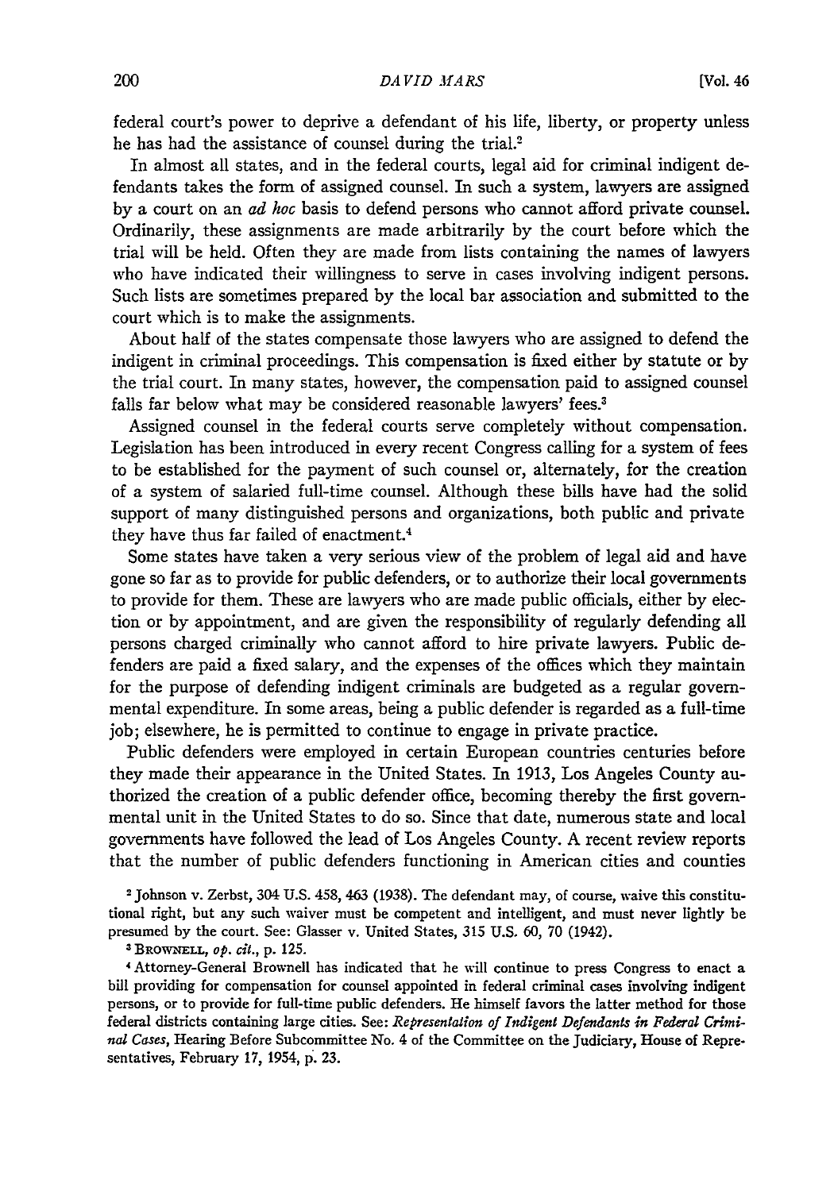federal court's power to deprive a defendant of his life, liberty, or property unless he has had the assistance of counsel during the trial.[2]

In almost all states, and in the federal courts, legal aid for criminal indigent defendants takes the form of assigned counsel. In such a system, lawyers are assigned by a court on an *ad hoc* basis to defend persons who cannot afford private counsel. Ordinarily, these assignments are made arbitrarily by the court before which the trial will be held. Often they are made from lists containing the names of lawyers who have indicated their willingness to serve in cases involving indigent persons. Such lists are sometimes prepared by the local bar association and submitted to the court which is to make the assignments.

About half of the states compensate those lawyers who are assigned to defend the indigent in criminal proceedings. This compensation is fixed either by statute or by the trial court. In many states, however, the compensation paid to assigned counsel falls far below what may be considered reasonable lawyers' fees.[3]

Assigned counsel in the federal courts serve completely without compensation. Legislation has been introduced in every recent Congress calling for a system of fees to be established for the payment of such counsel or, alternately, for the creation of a system of salaried full-time counsel. Although these bills have had the solid support of many distinguished persons and organizations, both public and private they have thus far failed of enactment.[4]

Some states have taken a very serious view of the problem of legal aid and have gone so far as to provide for public defenders, or to authorize their local governments to provide for them. These are lawyers who are made public officials, either by election or by appointment, and are given the responsibility of regularly defending all persons charged criminally who cannot afford to hire private lawyers. Public defenders are paid a fixed salary, and the expenses of the offices which they maintain for the purpose of defending indigent criminals are budgeted as a regular governmental expenditure. In some areas, being a public defender is regarded as a full-time job; elsewhere, he is permitted to continue to engage in private practice.

Public defenders were employed in certain European countries centuries before they made their appearance in the United States. In 1913, Los Angeles County authorized the creation of a public defender office, becoming thereby the first governmental unit in the United States to do so. Since that date, numerous state and local governments have followed the lead of Los Angeles County. A recent review reports that the number of public defenders functioning in American cities and counties

[2] Johnson v. Zerbst, 304 U.S. 458, 463 (1938). The defendant may, of course, waive this constitutional right, but any such waiver must be competent and intelligent, and must never lightly be presumed by the court. See: Glasser v. United States, 315 U.S. 60, 70 (1942).

[3] BROWNELL, *op. cit.*, p. 125.

[4] Attorney-General Brownell has indicated that he will continue to press Congress to enact a bill providing for compensation for counsel appointed in federal criminal cases involving indigent persons, or to provide for full-time public defenders. He himself favors the latter method for those federal districts containing large cities. See: *Representation of Indigent Defendants in Federal Criminal Cases*, Hearing Before Subcommittee No. 4 of the Committee on the Judiciary, House of Representatives, February 17, 1954, p. 23.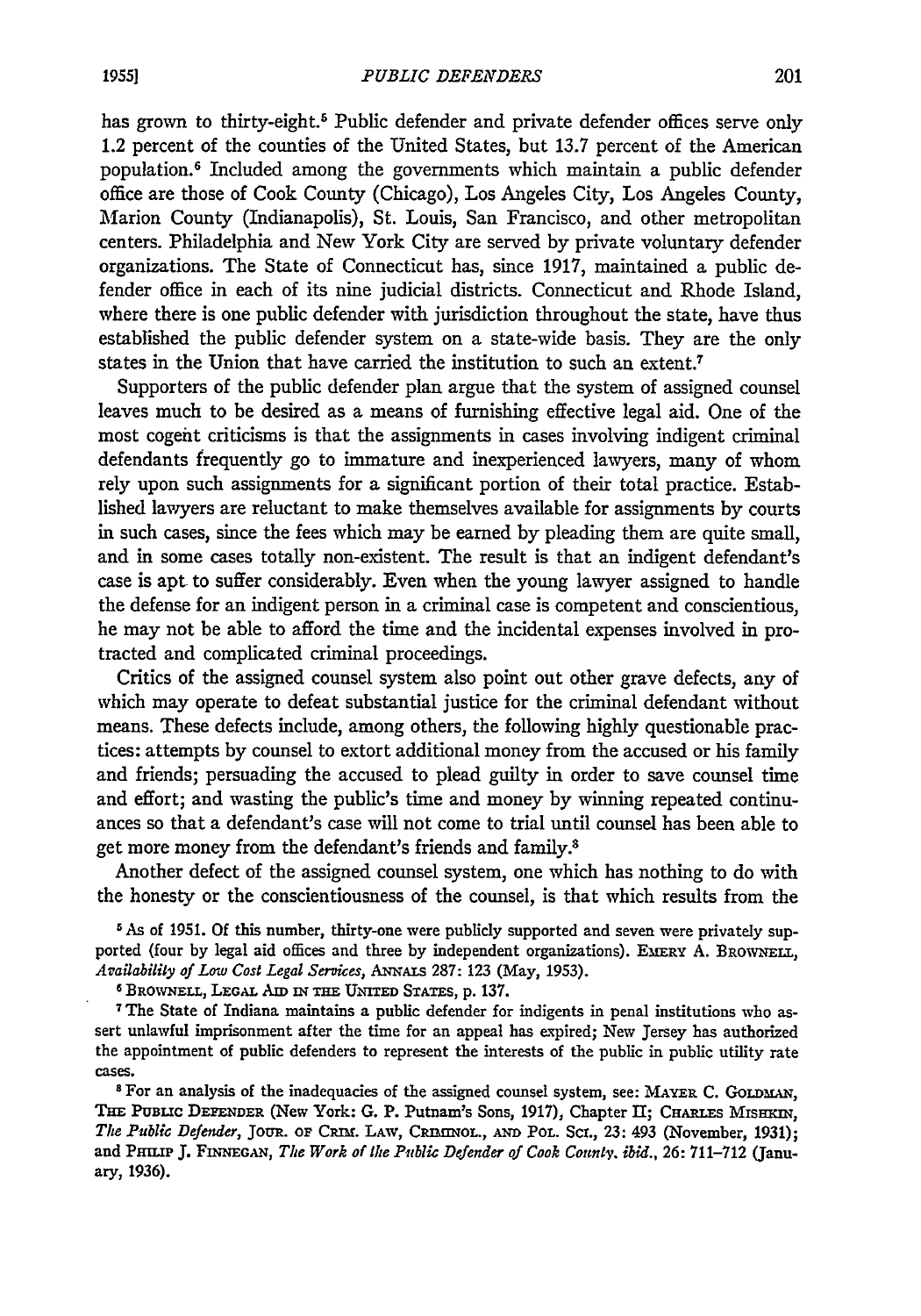has grown to thirty-eight.[5] Public defender and private defender offices serve only 1.2 percent of the counties of the United States, but 13.7 percent of the American population.[6] Included among the governments which maintain a public defender office are those of Cook County (Chicago), Los Angeles City, Los Angeles County, Marion County (Indianapolis), St. Louis, San Francisco, and other metropolitan centers. Philadelphia and New York City are served by private voluntary defender organizations. The State of Connecticut has, since 1917, maintained a public defender office in each of its nine judicial districts. Connecticut and Rhode Island, where there is one public defender with jurisdiction throughout the state, have thus established the public defender system on a state-wide basis. They are the only states in the Union that have carried the institution to such an extent.[7]

Supporters of the public defender plan argue that the system of assigned counsel leaves much to be desired as a means of furnishing effective legal aid. One of the most cogent criticisms is that the assignments in cases involving indigent criminal defendants frequently go to immature and inexperienced lawyers, many of whom rely upon such assignments for a significant portion of their total practice. Established lawyers are reluctant to make themselves available for assignments by courts in such cases, since the fees which may be earned by pleading them are quite small, and in some cases totally non-existent. The result is that an indigent defendant's case is apt to suffer considerably. Even when the young lawyer assigned to handle the defense for an indigent person in a criminal case is competent and conscientious, he may not be able to afford the time and the incidental expenses involved in protracted and complicated criminal proceedings.

Critics of the assigned counsel system also point out other grave defects, any of which may operate to defeat substantial justice for the criminal defendant without means. These defects include, among others, the following highly questionable practices: attempts by counsel to extort additional money from the accused or his family and friends; persuading the accused to plead guilty in order to save counsel time and effort; and wasting the public's time and money by winning repeated continuances so that a defendant's case will not come to trial until counsel has been able to get more money from the defendant's friends and family.[8]

Another defect of the assigned counsel system, one which has nothing to do with the honesty or the conscientiousness of the counsel, is that which results from the

[5] As of 1951. Of this number, thirty-one were publicly supported and seven were privately supported (four by legal aid offices and three by independent organizations). EMERY A. BROWNELL, *Availability of Low Cost Legal Services*, ANNALS 287: 123 (May, 1953).

[6] BROWNELL, LEGAL AID IN THE UNITED STATES, p. 137.

[7] The State of Indiana maintains a public defender for indigents in penal institutions who assert unlawful imprisonment after the time for an appeal has expired; New Jersey has authorized the appointment of public defenders to represent the interests of the public in public utility rate cases.

[8] For an analysis of the inadequacies of the assigned counsel system, see: MAYER C. GOLDMAN, THE PUBLIC DEFENDER (New York: G. P. Putnam's Sons, 1917), Chapter II; CHARLES MISHKIN, *The Public Defender*, JOUR. OF CRIM. LAW, CRIMINOL., AND POL. SCI., 23: 493 (November, 1931); and PHILIP J. FINNEGAN, *The Work of the Public Defender of Cook County*, *ibid.*, 26: 711–712 (January, 1936).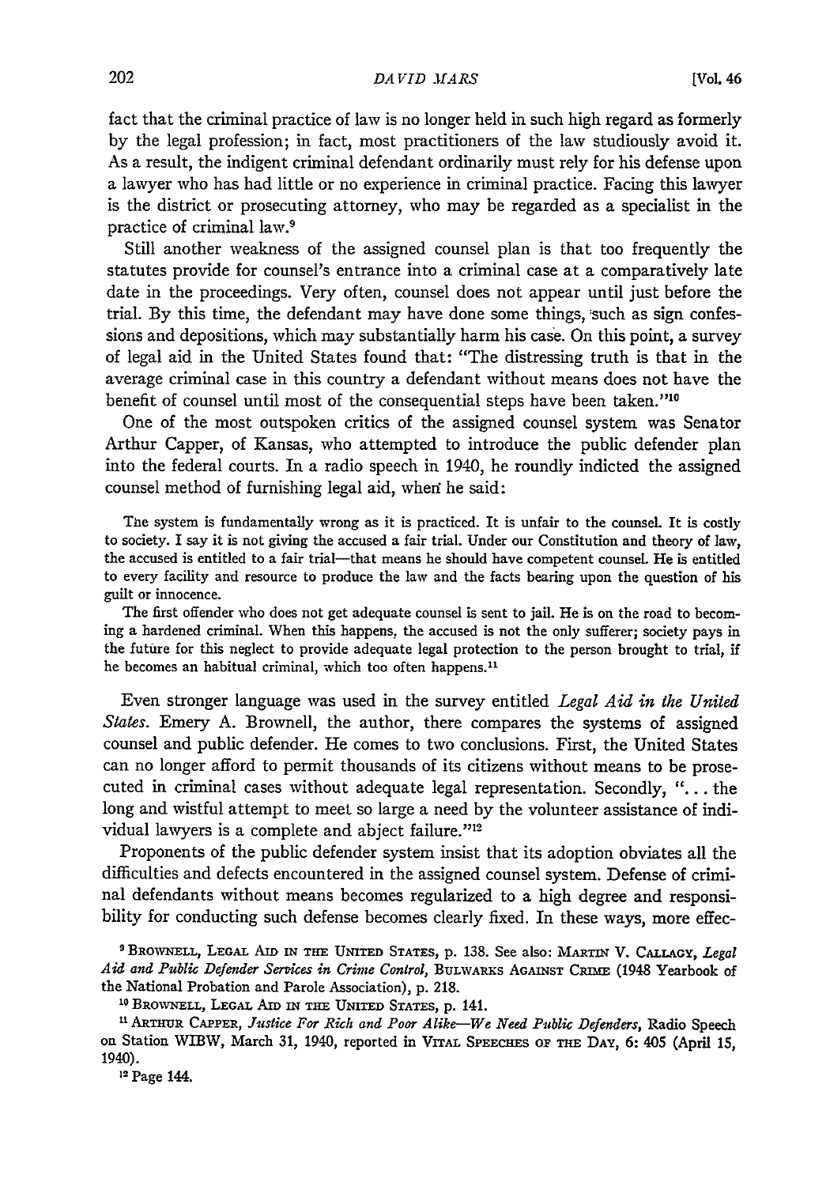fact that the criminal practice of law is no longer held in such high regard as formerly by the legal profession; in fact, most practitioners of the law studiously avoid it. As a result, the indigent criminal defendant ordinarily must rely for his defense upon a lawyer who has had little or no experience in criminal practice. Facing this lawyer is the district or prosecuting attorney, who may be regarded as a specialist in the practice of criminal law.[9]

Still another weakness of the assigned counsel plan is that too frequently the statutes provide for counsel's entrance into a criminal case at a comparatively late date in the proceedings. Very often, counsel does not appear until just before the trial. By this time, the defendant may have done some things, such as sign confessions and depositions, which may substantially harm his case. On this point, a survey of legal aid in the United States found that: "The distressing truth is that in the average criminal case in this country a defendant without means does not have the benefit of counsel until most of the consequential steps have been taken."[10]

One of the most outspoken critics of the assigned counsel system was Senator Arthur Capper, of Kansas, who attempted to introduce the public defender plan into the federal courts. In a radio speech in 1940, he roundly indicted the assigned counsel method of furnishing legal aid, when he said:

> The system is fundamentally wrong as it is practiced. It is unfair to the counsel. It is costly to society. I say it is not giving the accused a fair trial. Under our Constitution and theory of law, the accused is entitled to a fair trial—that means he should have competent counsel. He is entitled to every facility and resource to produce the law and the facts bearing upon the question of his guilt or innocence.
>
> The first offender who does not get adequate counsel is sent to jail. He is on the road to becoming a hardened criminal. When this happens, the accused is not the only sufferer; society pays in the future for this neglect to provide adequate legal protection to the person brought to trial, if he becomes an habitual criminal, which too often happens.[11]

Even stronger language was used in the survey entitled *Legal Aid in the United States*. Emery A. Brownell, the author, there compares the systems of assigned counsel and public defender. He comes to two conclusions. First, the United States can no longer afford to permit thousands of its citizens without means to be prosecuted in criminal cases without adequate legal representation. Secondly, "... the long and wistful attempt to meet so large a need by the volunteer assistance of individual lawyers is a complete and abject failure."[12]

Proponents of the public defender system insist that its adoption obviates all the difficulties and defects encountered in the assigned counsel system. Defense of criminal defendants without means becomes regularized to a high degree and responsibility for conducting such defense becomes clearly fixed. In these ways, more effec-

---

[9] BROWNELL, LEGAL AID IN THE UNITED STATES, p. 138. See also: MARTIN V. CALLAGY, *Legal Aid and Public Defender Services in Crime Control*, BULWARKS AGAINST CRIME (1948 Yearbook of the National Probation and Parole Association), p. 218.

[10] BROWNELL, LEGAL AID IN THE UNITED STATES, p. 141.

[11] ARTHUR CAPPER, *Justice For Rich and Poor Alike—We Need Public Defenders*, Radio Speech on Station WIBW, March 31, 1940, reported in VITAL SPEECHES OF THE DAY, 6: 405 (April 15, 1940).

[12] Page 144.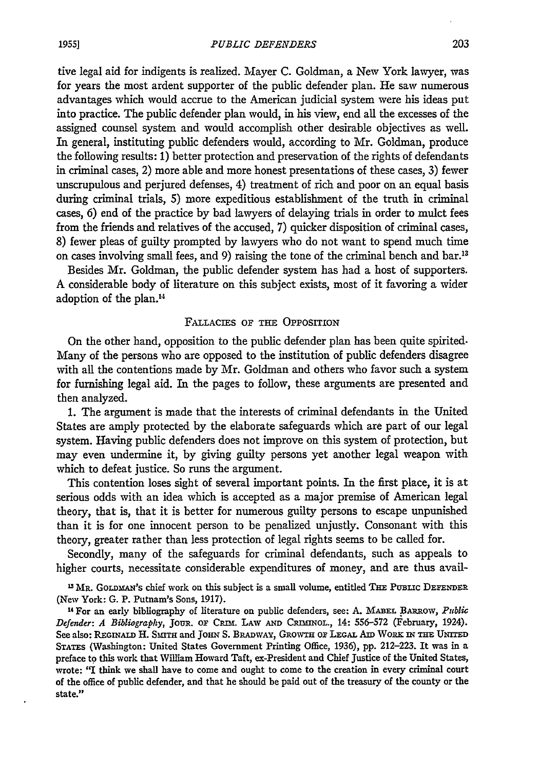tive legal aid for indigents is realized. Mayer C. Goldman, a New York lawyer, was for years the most ardent supporter of the public defender plan. He saw numerous advantages which would accrue to the American judicial system were his ideas put into practice. The public defender plan would, in his view, end all the excesses of the assigned counsel system and would accomplish other desirable objectives as well. In general, instituting public defenders would, according to Mr. Goldman, produce the following results: 1) better protection and preservation of the rights of defendants in criminal cases, 2) more able and more honest presentations of these cases, 3) fewer unscrupulous and perjured defenses, 4) treatment of rich and poor on an equal basis during criminal trials, 5) more expeditious establishment of the truth in criminal cases, 6) end of the practice by bad lawyers of delaying trials in order to mulct fees from the friends and relatives of the accused, 7) quicker disposition of criminal cases, 8) fewer pleas of guilty prompted by lawyers who do not want to spend much time on cases involving small fees, and 9) raising the tone of the criminal bench and bar.[13]

Besides Mr. Goldman, the public defender system has had a host of supporters. A considerable body of literature on this subject exists, most of it favoring a wider adoption of the plan.[14]

### FALLACIES OF THE OPPOSITION

On the other hand, opposition to the public defender plan has been quite spirited. Many of the persons who are opposed to the institution of public defenders disagree with all the contentions made by Mr. Goldman and others who favor such a system for furnishing legal aid. In the pages to follow, these arguments are presented and then analyzed.

1. The argument is made that the interests of criminal defendants in the United States are amply protected by the elaborate safeguards which are part of our legal system. Having public defenders does not improve on this system of protection, but may even undermine it, by giving guilty persons yet another legal weapon with which to defeat justice. So runs the argument.

This contention loses sight of several important points. In the first place, it is at serious odds with an idea which is accepted as a major premise of American legal theory, that is, that it is better for numerous guilty persons to escape unpunished than it is for one innocent person to be penalized unjustly. Consonant with this theory, greater rather than less protection of legal rights seems to be called for.

Secondly, many of the safeguards for criminal defendants, such as appeals to higher courts, necessitate considerable expenditures of money, and are thus avail-

[13] MR. GOLDMAN'S chief work on this subject is a small volume, entitled THE PUBLIC DEFENDER (New York: G. P. Putnam's Sons, 1917).

[14] For an early bibliography of literature on public defenders, see: A. MABEL BARROW, *Public Defender: A Bibliography*, JOUR. OF CRIM. LAW AND CRIMINOL., 14: 556–572 (February, 1924). See also: REGINALD H. SMITH and JOHN S. BRADWAY, GROWTH OF LEGAL AID WORK IN THE UNITED STATES (Washington: United States Government Printing Office, 1936), pp. 212–223. It was in a preface to this work that William Howard Taft, ex-President and Chief Justice of the United States, wrote: "I think we shall have to come and ought to come to the creation in every criminal court of the office of public defender, and that he should be paid out of the treasury of the county or the state."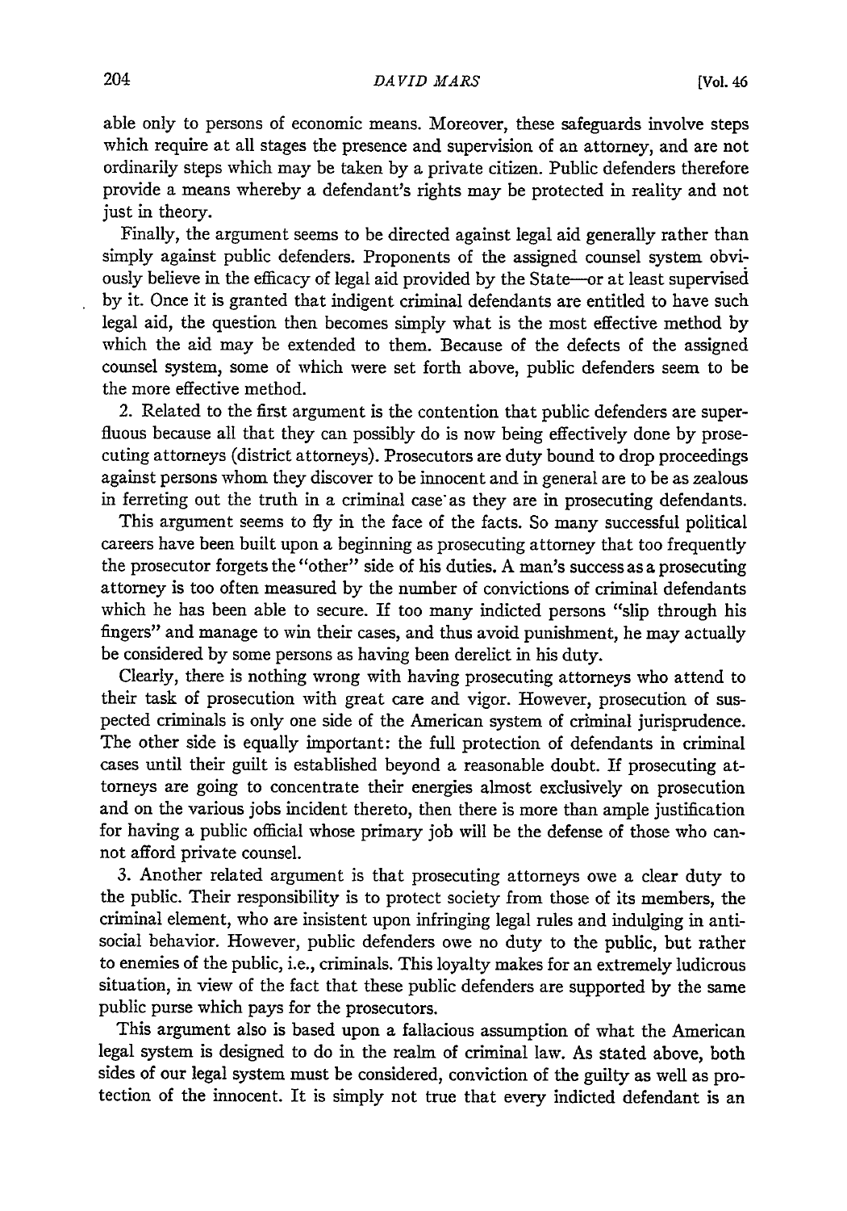able only to persons of economic means. Moreover, these safeguards involve steps which require at all stages the presence and supervision of an attorney, and are not ordinarily steps which may be taken by a private citizen. Public defenders therefore provide a means whereby a defendant's rights may be protected in reality and not just in theory.

Finally, the argument seems to be directed against legal aid generally rather than simply against public defenders. Proponents of the assigned counsel system obviously believe in the efficacy of legal aid provided by the State—or at least supervised by it. Once it is granted that indigent criminal defendants are entitled to have such legal aid, the question then becomes simply what is the most effective method by which the aid may be extended to them. Because of the defects of the assigned counsel system, some of which were set forth above, public defenders seem to be the more effective method.

2. Related to the first argument is the contention that public defenders are superfluous because all that they can possibly do is now being effectively done by prosecuting attorneys (district attorneys). Prosecutors are duty bound to drop proceedings against persons whom they discover to be innocent and in general are to be as zealous in ferreting out the truth in a criminal case as they are in prosecuting defendants.

This argument seems to fly in the face of the facts. So many successful political careers have been built upon a beginning as prosecuting attorney that too frequently the prosecutor forgets the "other" side of his duties. A man's success as a prosecuting attorney is too often measured by the number of convictions of criminal defendants which he has been able to secure. If too many indicted persons "slip through his fingers" and manage to win their cases, and thus avoid punishment, he may actually be considered by some persons as having been derelict in his duty.

Clearly, there is nothing wrong with having prosecuting attorneys who attend to their task of prosecution with great care and vigor. However, prosecution of suspected criminals is only one side of the American system of criminal jurisprudence. The other side is equally important: the full protection of defendants in criminal cases until their guilt is established beyond a reasonable doubt. If prosecuting attorneys are going to concentrate their energies almost exclusively on prosecution and on the various jobs incident thereto, then there is more than ample justification for having a public official whose primary job will be the defense of those who cannot afford private counsel.

3. Another related argument is that prosecuting attorneys owe a clear duty to the public. Their responsibility is to protect society from those of its members, the criminal element, who are insistent upon infringing legal rules and indulging in antisocial behavior. However, public defenders owe no duty to the public, but rather to enemies of the public, i.e., criminals. This loyalty makes for an extremely ludicrous situation, in view of the fact that these public defenders are supported by the same public purse which pays for the prosecutors.

This argument also is based upon a fallacious assumption of what the American legal system is designed to do in the realm of criminal law. As stated above, both sides of our legal system must be considered, conviction of the guilty as well as protection of the innocent. It is simply not true that every indicted defendant is an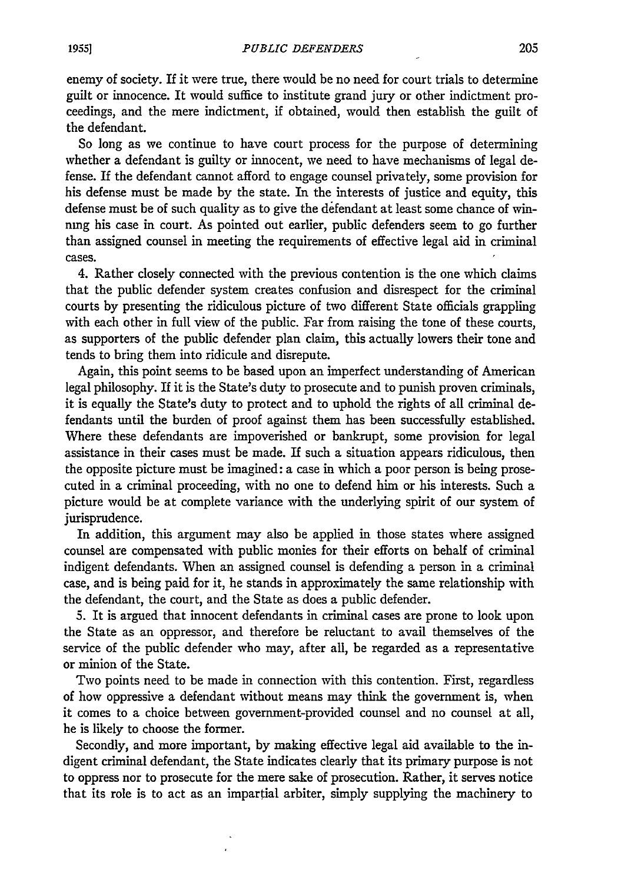enemy of society. If it were true, there would be no need for court trials to determine guilt or innocence. It would suffice to institute grand jury or other indictment proceedings, and the mere indictment, if obtained, would then establish the guilt of the defendant.

So long as we continue to have court process for the purpose of determining whether a defendant is guilty or innocent, we need to have mechanisms of legal defense. If the defendant cannot afford to engage counsel privately, some provision for his defense must be made by the state. In the interests of justice and equity, this defense must be of such quality as to give the defendant at least some chance of winning his case in court. As pointed out earlier, public defenders seem to go further than assigned counsel in meeting the requirements of effective legal aid in criminal cases.

4. Rather closely connected with the previous contention is the one which claims that the public defender system creates confusion and disrespect for the criminal courts by presenting the ridiculous picture of two different State officials grappling with each other in full view of the public. Far from raising the tone of these courts, as supporters of the public defender plan claim, this actually lowers their tone and tends to bring them into ridicule and disrepute.

Again, this point seems to be based upon an imperfect understanding of American legal philosophy. If it is the State's duty to prosecute and to punish proven criminals, it is equally the State's duty to protect and to uphold the rights of all criminal defendants until the burden of proof against them has been successfully established. Where these defendants are impoverished or bankrupt, some provision for legal assistance in their cases must be made. If such a situation appears ridiculous, then the opposite picture must be imagined: a case in which a poor person is being prosecuted in a criminal proceeding, with no one to defend him or his interests. Such a picture would be at complete variance with the underlying spirit of our system of jurisprudence.

In addition, this argument may also be applied in those states where assigned counsel are compensated with public monies for their efforts on behalf of criminal indigent defendants. When an assigned counsel is defending a person in a criminal case, and is being paid for it, he stands in approximately the same relationship with the defendant, the court, and the State as does a public defender.

5. It is argued that innocent defendants in criminal cases are prone to look upon the State as an oppressor, and therefore be reluctant to avail themselves of the service of the public defender who may, after all, be regarded as a representative or minion of the State.

Two points need to be made in connection with this contention. First, regardless of how oppressive a defendant without means may think the government is, when it comes to a choice between government-provided counsel and no counsel at all, he is likely to choose the former.

Secondly, and more important, by making effective legal aid available to the indigent criminal defendant, the State indicates clearly that its primary purpose is not to oppress nor to prosecute for the mere sake of prosecution. Rather, it serves notice that its role is to act as an impartial arbiter, simply supplying the machinery to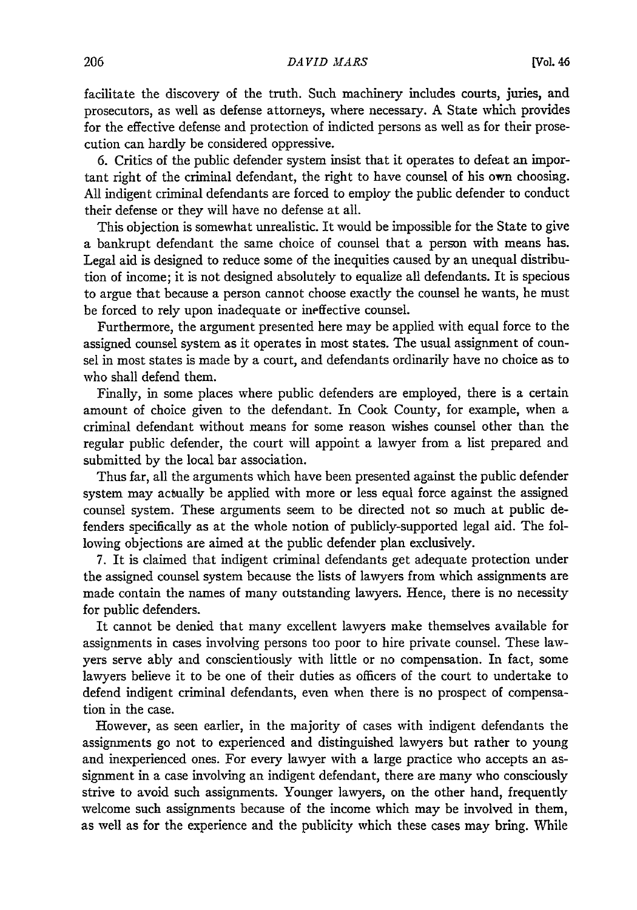facilitate the discovery of the truth. Such machinery includes courts, juries, and prosecutors, as well as defense attorneys, where necessary. A State which provides for the effective defense and protection of indicted persons as well as for their prosecution can hardly be considered oppressive.

6. Critics of the public defender system insist that it operates to defeat an important right of the criminal defendant, the right to have counsel of his own choosing. All indigent criminal defendants are forced to employ the public defender to conduct their defense or they will have no defense at all.

This objection is somewhat unrealistic. It would be impossible for the State to give a bankrupt defendant the same choice of counsel that a person with means has. Legal aid is designed to reduce some of the inequities caused by an unequal distribution of income; it is not designed absolutely to equalize all defendants. It is specious to argue that because a person cannot choose exactly the counsel he wants, he must be forced to rely upon inadequate or ineffective counsel.

Furthermore, the argument presented here may be applied with equal force to the assigned counsel system as it operates in most states. The usual assignment of counsel in most states is made by a court, and defendants ordinarily have no choice as to who shall defend them.

Finally, in some places where public defenders are employed, there is a certain amount of choice given to the defendant. In Cook County, for example, when a criminal defendant without means for some reason wishes counsel other than the regular public defender, the court will appoint a lawyer from a list prepared and submitted by the local bar association.

Thus far, all the arguments which have been presented against the public defender system may actually be applied with more or less equal force against the assigned counsel system. These arguments seem to be directed not so much at public defenders specifically as at the whole notion of publicly-supported legal aid. The following objections are aimed at the public defender plan exclusively.

7. It is claimed that indigent criminal defendants get adequate protection under the assigned counsel system because the lists of lawyers from which assignments are made contain the names of many outstanding lawyers. Hence, there is no necessity for public defenders.

It cannot be denied that many excellent lawyers make themselves available for assignments in cases involving persons too poor to hire private counsel. These lawyers serve ably and conscientiously with little or no compensation. In fact, some lawyers believe it to be one of their duties as officers of the court to undertake to defend indigent criminal defendants, even when there is no prospect of compensation in the case.

However, as seen earlier, in the majority of cases with indigent defendants the assignments go not to experienced and distinguished lawyers but rather to young and inexperienced ones. For every lawyer with a large practice who accepts an assignment in a case involving an indigent defendant, there are many who consciously strive to avoid such assignments. Younger lawyers, on the other hand, frequently welcome such assignments because of the income which may be involved in them, as well as for the experience and the publicity which these cases may bring. While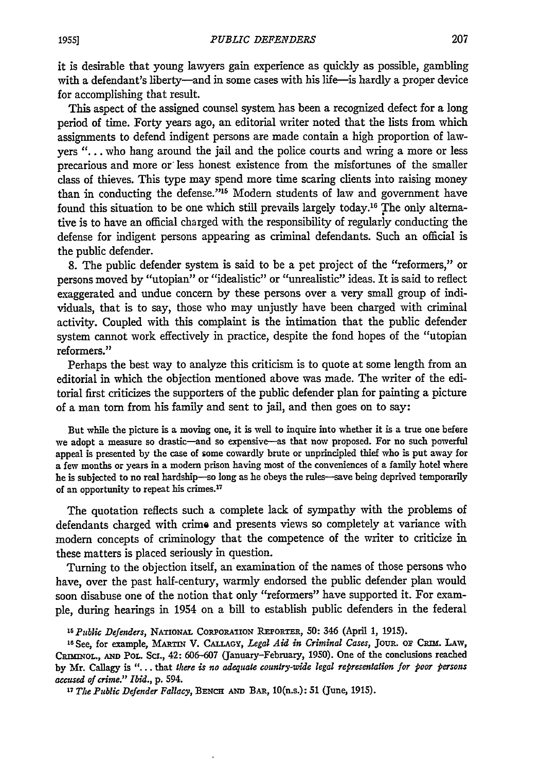it is desirable that young lawyers gain experience as quickly as possible, gambling with a defendant's liberty—and in some cases with his life—is hardly a proper device for accomplishing that result.

This aspect of the assigned counsel system has been a recognized defect for a long period of time. Forty years ago, an editorial writer noted that the lists from which assignments to defend indigent persons are made contain a high proportion of lawyers "... who hang around the jail and the police courts and wring a more or less precarious and more or less honest existence from the misfortunes of the smaller class of thieves. This type may spend more time scaring clients into raising money than in conducting the defense."[15] Modern students of law and government have found this situation to be one which still prevails largely today.[16] The only alternative is to have an official charged with the responsibility of regularly conducting the defense for indigent persons appearing as criminal defendants. Such an official is the public defender.

8. The public defender system is said to be a pet project of the "reformers," or persons moved by "utopian" or "idealistic" or "unrealistic" ideas. It is said to reflect exaggerated and undue concern by these persons over a very small group of individuals, that is to say, those who may unjustly have been charged with criminal activity. Coupled with this complaint is the intimation that the public defender system cannot work effectively in practice, despite the fond hopes of the "utopian reformers."

Perhaps the best way to analyze this criticism is to quote at some length from an editorial in which the objection mentioned above was made. The writer of the editorial first criticizes the supporters of the public defender plan for painting a picture of a man torn from his family and sent to jail, and then goes on to say:

> But while the picture is a moving one, it is well to inquire into whether it is a true one before we adopt a measure so drastic—and so expensive—as that now proposed. For no such powerful appeal is presented by the case of some cowardly brute or unprincipled thief who is put away for a few months or years in a modern prison having most of the conveniences of a family hotel where he is subjected to no real hardship—so long as he obeys the rules—save being deprived temporarily of an opportunity to repeat his crimes.[17]

The quotation reflects such a complete lack of sympathy with the problems of defendants charged with crime and presents views so completely at variance with modern concepts of criminology that the competence of the writer to criticize in these matters is placed seriously in question.

Turning to the objection itself, an examination of the names of those persons who have, over the past half-century, warmly endorsed the public defender plan would soon disabuse one of the notion that only "reformers" have supported it. For example, during hearings in 1954 on a bill to establish public defenders in the federal

---

[15] *Public Defenders*, NATIONAL CORPORATION REPORTER, 50: 346 (April 1, 1915).

[16] See, for example, MARTIN V. CALLAGY, *Legal Aid in Criminal Cases*, JOUR. OF CRIM. LAW, CRIMINOL., AND POL. SCI., 42: 606–607 (January–February, 1950). One of the conclusions reached by Mr. Callagy is "... that *there is no adequate country-wide legal representation for poor persons accused of crime.*" *Ibid.*, p. 594.

[17] *The Public Defender Fallacy*, BENCH AND BAR, 10(n.s.): 51 (June, 1915).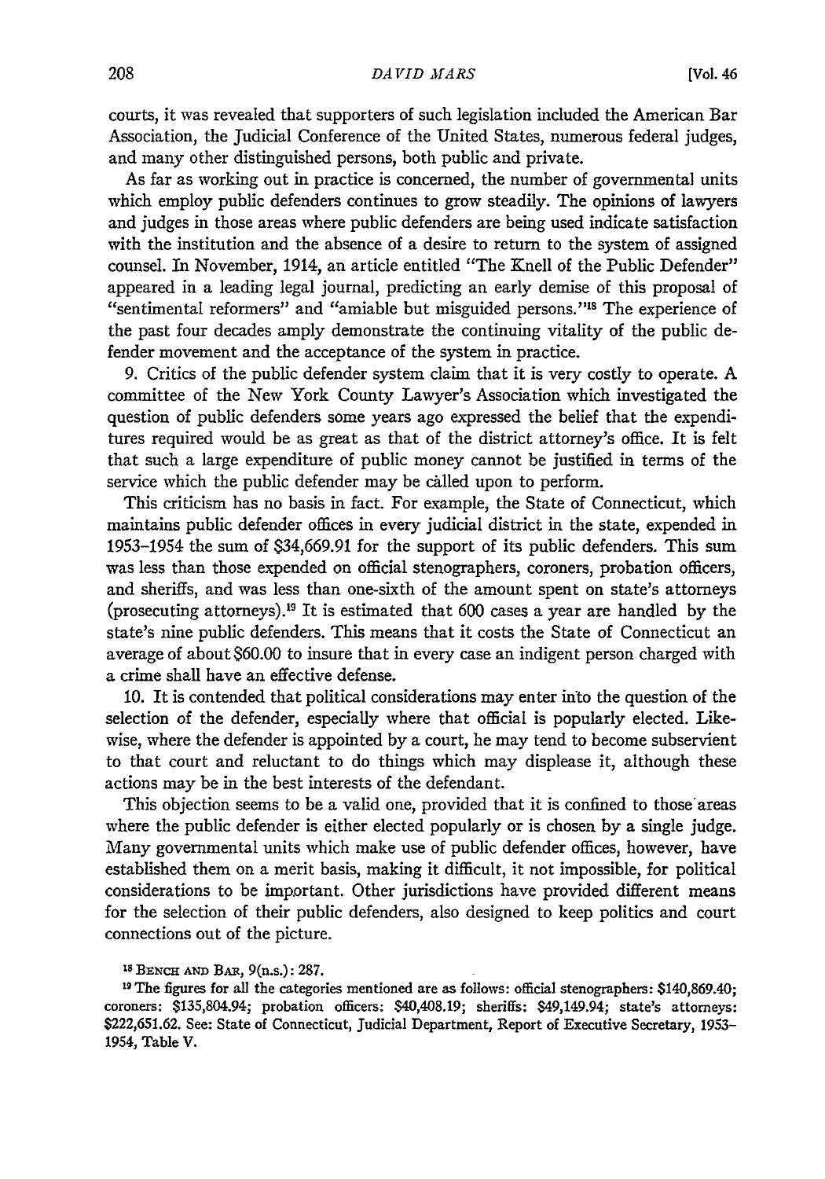courts, it was revealed that supporters of such legislation included the American Bar Association, the Judicial Conference of the United States, numerous federal judges, and many other distinguished persons, both public and private.

As far as working out in practice is concerned, the number of governmental units which employ public defenders continues to grow steadily. The opinions of lawyers and judges in those areas where public defenders are being used indicate satisfaction with the institution and the absence of a desire to return to the system of assigned counsel. In November, 1914, an article entitled "The Knell of the Public Defender" appeared in a leading legal journal, predicting an early demise of this proposal of "sentimental reformers" and "amiable but misguided persons."[18] The experience of the past four decades amply demonstrate the continuing vitality of the public defender movement and the acceptance of the system in practice.

9. Critics of the public defender system claim that it is very costly to operate. A committee of the New York County Lawyer's Association which investigated the question of public defenders some years ago expressed the belief that the expenditures required would be as great as that of the district attorney's office. It is felt that such a large expenditure of public money cannot be justified in terms of the service which the public defender may be càlled upon to perform.

This criticism has no basis in fact. For example, the State of Connecticut, which maintains public defender offices in every judicial district in the state, expended in 1953–1954 the sum of $34,669.91 for the support of its public defenders. This sum was less than those expended on official stenographers, coroners, probation officers, and sheriffs, and was less than one-sixth of the amount spent on state's attorneys (prosecuting attorneys).[19] It is estimated that 600 cases a year are handled by the state's nine public defenders. This means that it costs the State of Connecticut an average of about $60.00 to insure that in every case an indigent person charged with a crime shall have an effective defense.

10. It is contended that political considerations may enter into the question of the selection of the defender, especially where that official is popularly elected. Likewise, where the defender is appointed by a court, he may tend to become subservient to that court and reluctant to do things which may displease it, although these actions may be in the best interests of the defendant.

This objection seems to be a valid one, provided that it is confined to those areas where the public defender is either elected popularly or is chosen by a single judge. Many governmental units which make use of public defender offices, however, have established them on a merit basis, making it difficult, it not impossible, for political considerations to be important. Other jurisdictions have provided different means for the selection of their public defenders, also designed to keep politics and court connections out of the picture.

[18] BENCH AND BAR, 9(n.s.): 287.

[19] The figures for all the categories mentioned are as follows: official stenographers: $140,869.40; coroners: $135,804.94; probation officers: $40,408.19; sheriffs: $49,149.94; state's attorneys: $222,651.62. See: State of Connecticut, Judicial Department, Report of Executive Secretary, 1953–1954, Table V.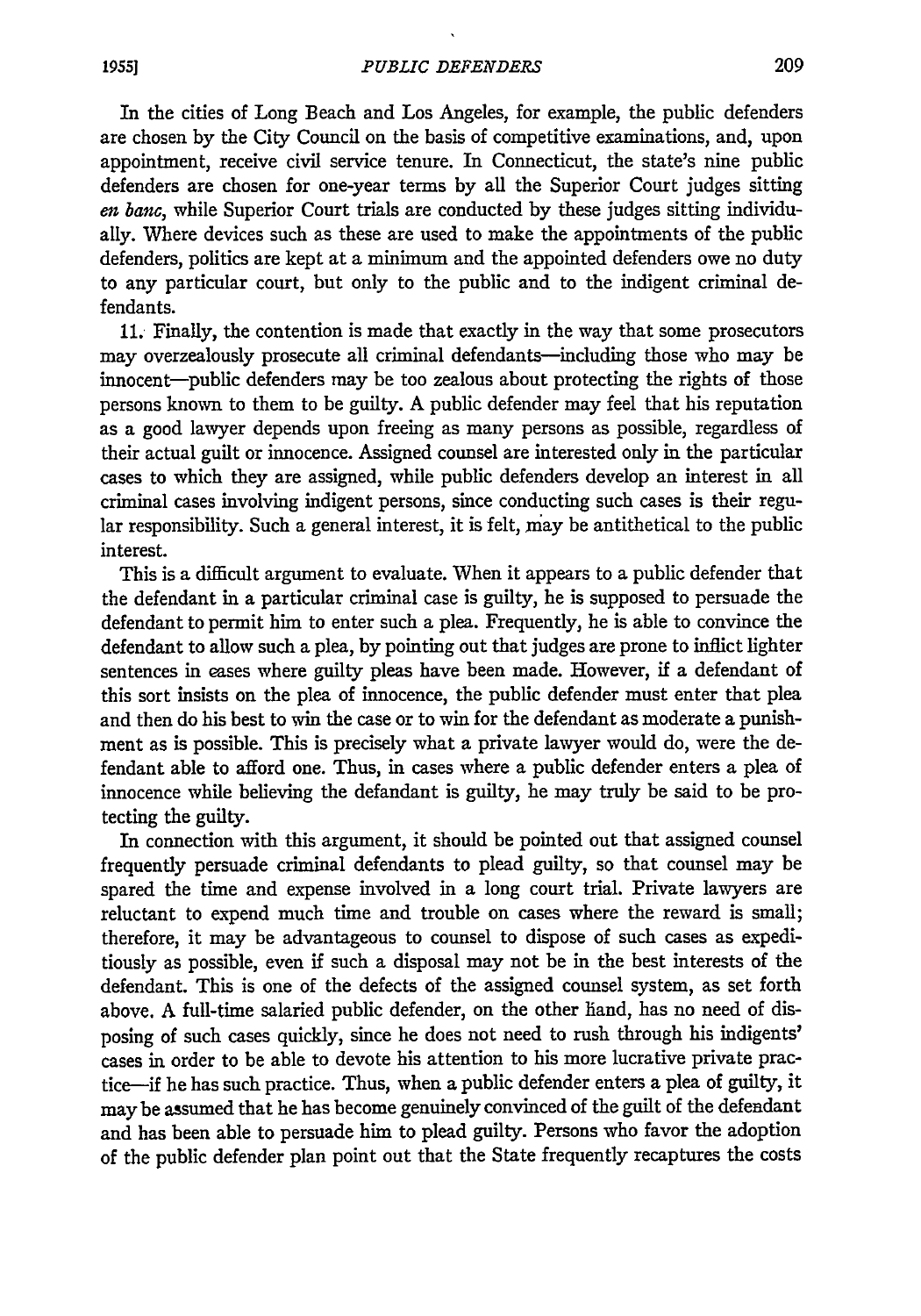In the cities of Long Beach and Los Angeles, for example, the public defenders are chosen by the City Council on the basis of competitive examinations, and, upon appointment, receive civil service tenure. In Connecticut, the state's nine public defenders are chosen for one-year terms by all the Superior Court judges sitting *en banc*, while Superior Court trials are conducted by these judges sitting individually. Where devices such as these are used to make the appointments of the public defenders, politics are kept at a minimum and the appointed defenders owe no duty to any particular court, but only to the public and to the indigent criminal defendants.

11. Finally, the contention is made that exactly in the way that some prosecutors may overzealously prosecute all criminal defendants—including those who may be innocent—public defenders may be too zealous about protecting the rights of those persons known to them to be guilty. A public defender may feel that his reputation as a good lawyer depends upon freeing as many persons as possible, regardless of their actual guilt or innocence. Assigned counsel are interested only in the particular cases to which they are assigned, while public defenders develop an interest in all criminal cases involving indigent persons, since conducting such cases is their regular responsibility. Such a general interest, it is felt, may be antithetical to the public interest.

This is a difficult argument to evaluate. When it appears to a public defender that the defendant in a particular criminal case is guilty, he is supposed to persuade the defendant to permit him to enter such a plea. Frequently, he is able to convince the defendant to allow such a plea, by pointing out that judges are prone to inflict lighter sentences in cases where guilty pleas have been made. However, if a defendant of this sort insists on the plea of innocence, the public defender must enter that plea and then do his best to win the case or to win for the defendant as moderate a punishment as is possible. This is precisely what a private lawyer would do, were the defendant able to afford one. Thus, in cases where a public defender enters a plea of innocence while believing the defandant is guilty, he may truly be said to be protecting the guilty.

In connection with this argument, it should be pointed out that assigned counsel frequently persuade criminal defendants to plead guilty, so that counsel may be spared the time and expense involved in a long court trial. Private lawyers are reluctant to expend much time and trouble on cases where the reward is small; therefore, it may be advantageous to counsel to dispose of such cases as expeditiously as possible, even if such a disposal may not be in the best interests of the defendant. This is one of the defects of the assigned counsel system, as set forth above. A full-time salaried public defender, on the other hand, has no need of disposing of such cases quickly, since he does not need to rush through his indigents' cases in order to be able to devote his attention to his more lucrative private practice—if he has such practice. Thus, when a public defender enters a plea of guilty, it may be assumed that he has become genuinely convinced of the guilt of the defendant and has been able to persuade him to plead guilty. Persons who favor the adoption of the public defender plan point out that the State frequently recaptures the costs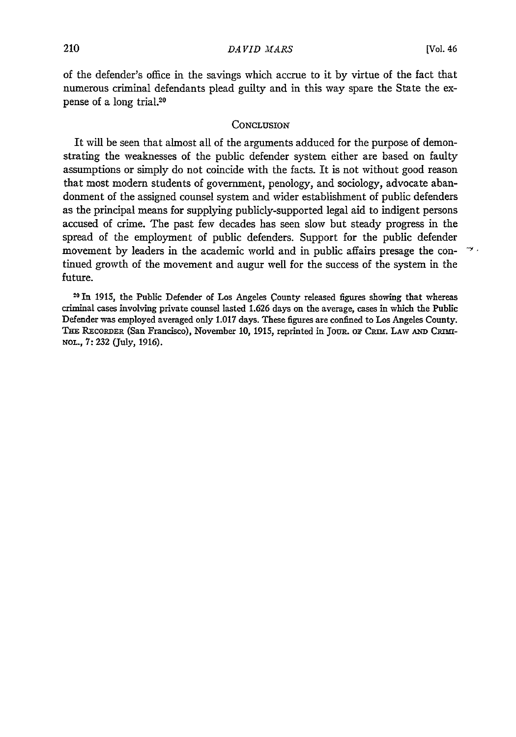of the defender's office in the savings which accrue to it by virtue of the fact that numerous criminal defendants plead guilty and in this way spare the State the expense of a long trial.[20]

## CONCLUSION

It will be seen that almost all of the arguments adduced for the purpose of demonstrating the weaknesses of the public defender system either are based on faulty assumptions or simply do not coincide with the facts. It is not without good reason that most modern students of government, penology, and sociology, advocate abandonment of the assigned counsel system and wider establishment of public defenders as the principal means for supplying publicly-supported legal aid to indigent persons accused of crime. The past few decades has seen slow but steady progress in the spread of the employment of public defenders. Support for the public defender movement by leaders in the academic world and in public affairs presage the continued growth of the movement and augur well for the success of the system in the future.

[20] In 1915, the Public Defender of Los Angeles County released figures showing that whereas criminal cases involving private counsel lasted 1.626 days on the average, cases in which the Public Defender was employed averaged only 1.017 days. These figures are confined to Los Angeles County. THE RECORDER (San Francisco), November 10, 1915, reprinted in JOUR. OF CRIM. LAW AND CRIMINOL., 7: 232 (July, 1916).